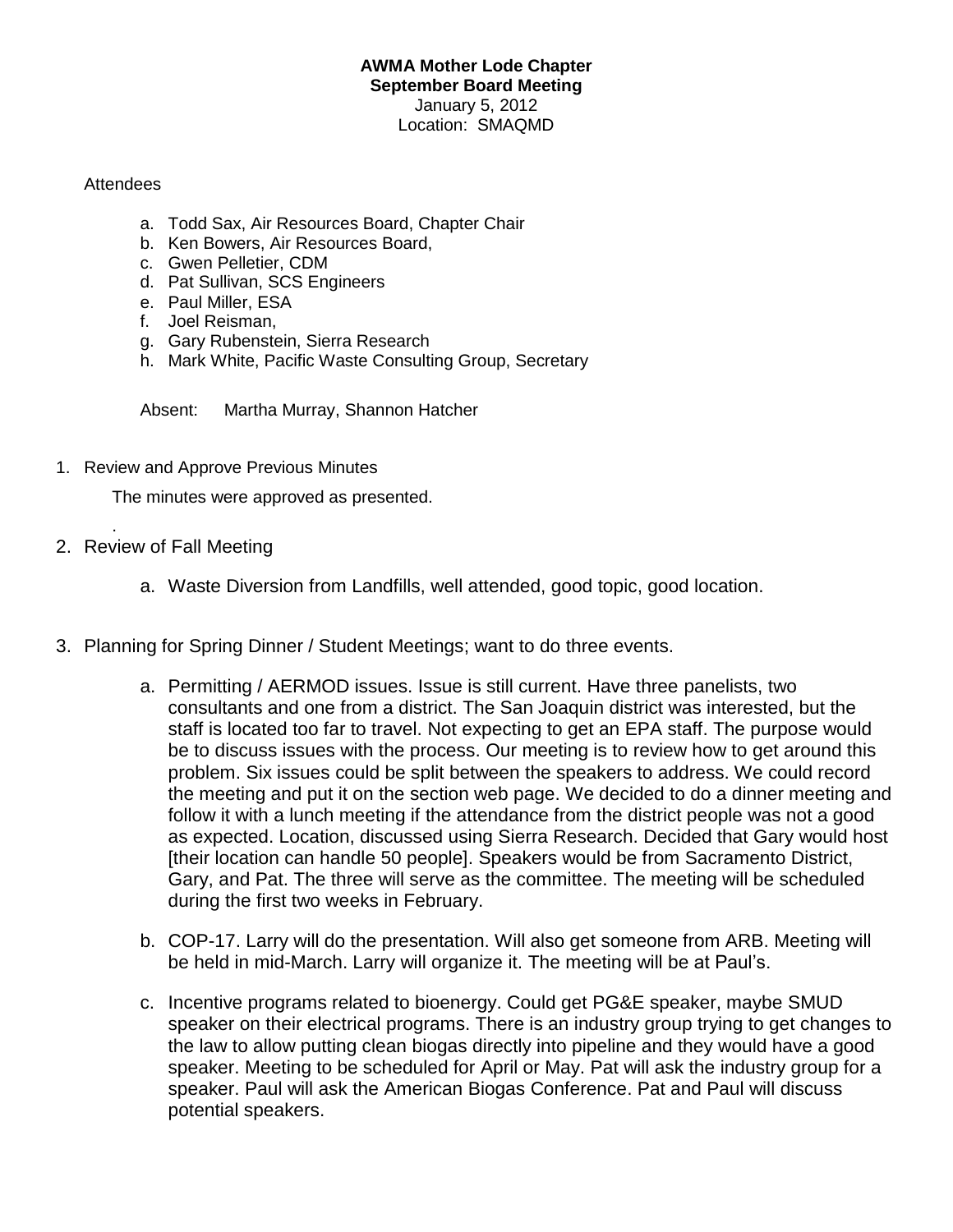**AWMA Mother Lode Chapter**
**September Board Meeting**
January 5, 2012
Location: SMAQMD

Attendees

a. Todd Sax, Air Resources Board, Chapter Chair
b. Ken Bowers, Air Resources Board,
c. Gwen Pelletier, CDM
d. Pat Sullivan, SCS Engineers
e. Paul Miller, ESA
f. Joel Reisman,
g. Gary Rubenstein, Sierra Research
h. Mark White, Pacific Waste Consulting Group, Secretary

Absent: Martha Murray, Shannon Hatcher

1. Review and Approve Previous Minutes

   The minutes were approved as presented.

   .

2. Review of Fall Meeting

   a. Waste Diversion from Landfills, well attended, good topic, good location.

3. Planning for Spring Dinner / Student Meetings; want to do three events.

   a. Permitting / AERMOD issues. Issue is still current. Have three panelists, two consultants and one from a district. The San Joaquin district was interested, but the staff is located too far to travel. Not expecting to get an EPA staff. The purpose would be to discuss issues with the process. Our meeting is to review how to get around this problem. Six issues could be split between the speakers to address. We could record the meeting and put it on the section web page. We decided to do a dinner meeting and follow it with a lunch meeting if the attendance from the district people was not a good as expected. Location, discussed using Sierra Research. Decided that Gary would host [their location can handle 50 people]. Speakers would be from Sacramento District, Gary, and Pat. The three will serve as the committee. The meeting will be scheduled during the first two weeks in February.

   b. COP-17. Larry will do the presentation. Will also get someone from ARB. Meeting will be held in mid-March. Larry will organize it. The meeting will be at Paul's.

   c. Incentive programs related to bioenergy. Could get PG&E speaker, maybe SMUD speaker on their electrical programs. There is an industry group trying to get changes to the law to allow putting clean biogas directly into pipeline and they would have a good speaker. Meeting to be scheduled for April or May. Pat will ask the industry group for a speaker. Paul will ask the American Biogas Conference. Pat and Paul will discuss potential speakers.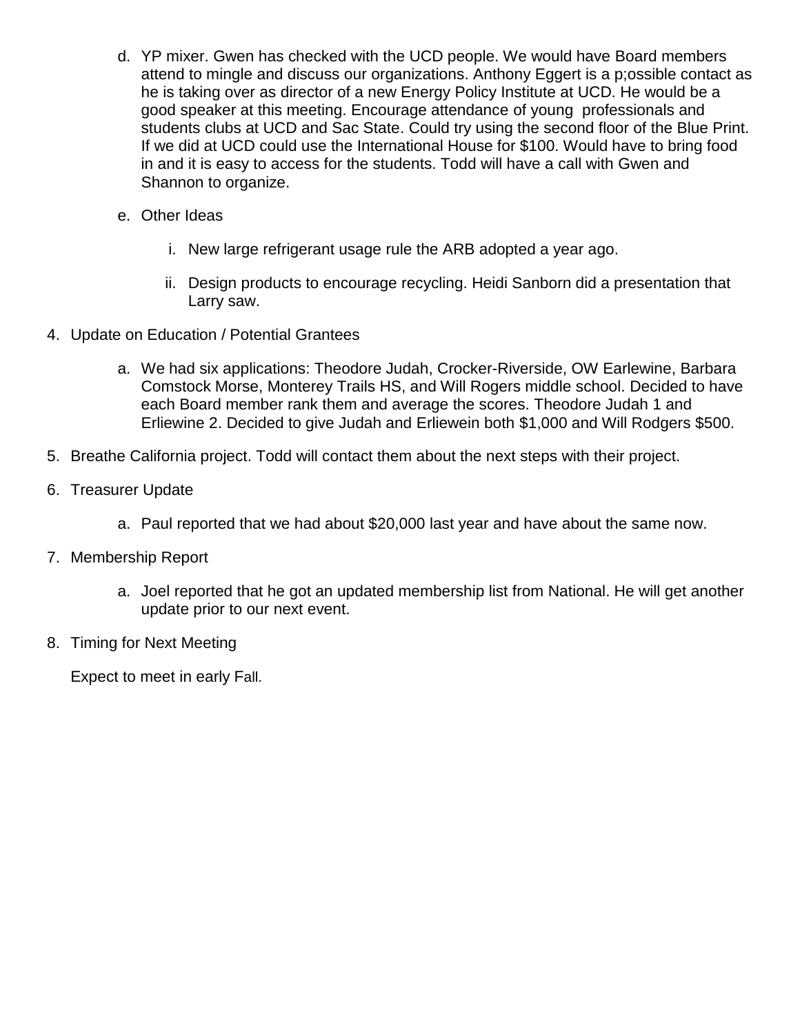d. YP mixer. Gwen has checked with the UCD people. We would have Board members attend to mingle and discuss our organizations. Anthony Eggert is a p;ossible contact as he is taking over as director of a new Energy Policy Institute at UCD. He would be a good speaker at this meeting. Encourage attendance of young professionals and students clubs at UCD and Sac State. Could try using the second floor of the Blue Print. If we did at UCD could use the International House for $100. Would have to bring food in and it is easy to access for the students. Todd will have a call with Gwen and Shannon to organize.

e. Other Ideas

   i. New large refrigerant usage rule the ARB adopted a year ago.

   ii. Design products to encourage recycling. Heidi Sanborn did a presentation that Larry saw.

4. Update on Education / Potential Grantees

   a. We had six applications: Theodore Judah, Crocker-Riverside, OW Earlewine, Barbara Comstock Morse, Monterey Trails HS, and Will Rogers middle school. Decided to have each Board member rank them and average the scores. Theodore Judah 1 and Erliewine 2. Decided to give Judah and Erliewein both $1,000 and Will Rodgers $500.

5. Breathe California project. Todd will contact them about the next steps with their project.

6. Treasurer Update

   a. Paul reported that we had about $20,000 last year and have about the same now.

7. Membership Report

   a. Joel reported that he got an updated membership list from National. He will get another update prior to our next event.

8. Timing for Next Meeting

   Expect to meet in early Fall.